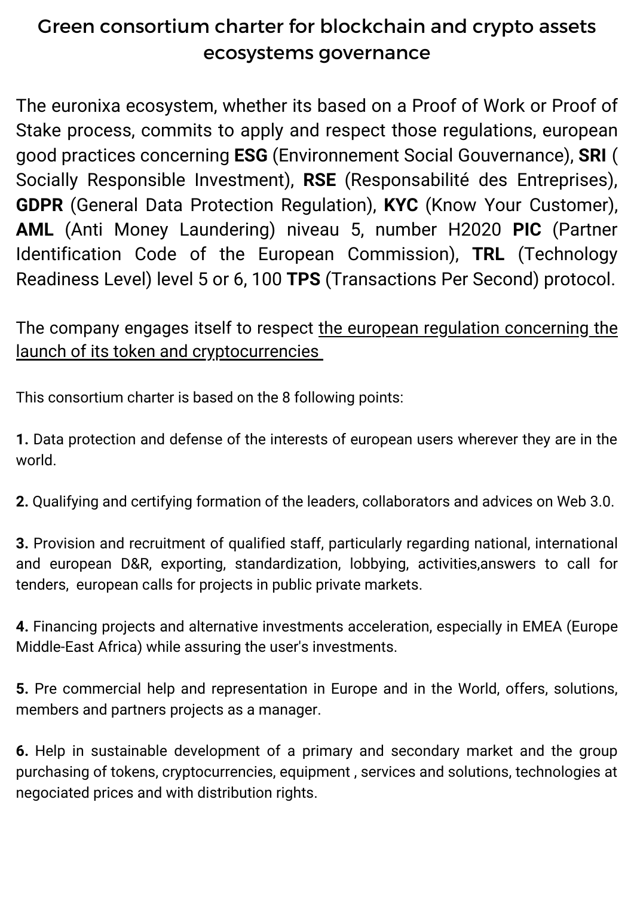# Green consortium charter for blockchain and crypto assets ecosystems governance

The euronixa ecosystem, whether its based on a Proof of Work or Proof of Stake process, commits to apply and respect those regulations, european good practices concerning **ESG** (Environnement Social Gouvernance), **SRI** ( Socially Responsible Investment), **RSE** (Responsabilité des Entreprises), **GDPR** (General Data Protection Regulation), **KYC** (Know Your Customer), **AML** (Anti Money Laundering) niveau 5, number H2020 **PIC** (Partner Identification Code of the European Commission), **TRL** (Technology Readiness Level) level 5 or 6, 100 **TPS** (Transactions Per Second) protocol.

The company engages itself to respect <u>the european regulation concerning the launch of its token and cryptocurrencies</u>

This consortium charter is based on the 8 following points:

**1.** Data protection and defense of the interests of european users wherever they are in the world.

**2.** Qualifying and certifying formation of the leaders, collaborators and advices on Web 3.0.

**3.** Provision and recruitment of qualified staff, particularly regarding national, international and european D&R, exporting, standardization, lobbying, activities,answers to call for tenders, european calls for projects in public private markets.

**4.** Financing projects and alternative investments acceleration, especially in EMEA (Europe Middle-East Africa) while assuring the user's investments.

**5.** Pre commercial help and representation in Europe and in the World, offers, solutions, members and partners projects as a manager.

**6.** Help in sustainable development of a primary and secondary market and the group purchasing of tokens, cryptocurrencies, equipment , services and solutions, technologies at negociated prices and with distribution rights.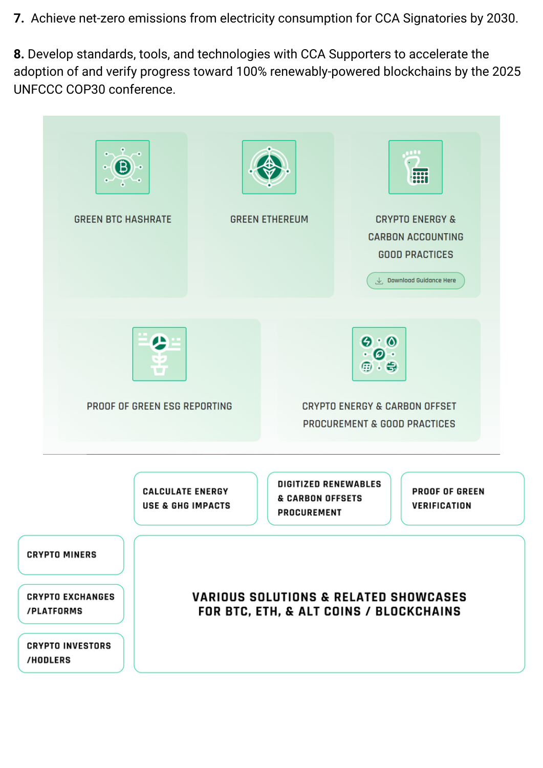**7.** Achieve net-zero emissions from electricity consumption for CCA Signatories by 2030.

**8.** Develop standards, tools, and technologies with CCA Supporters to accelerate the adoption of and verify progress toward 100% renewably-powered blockchains by the 2025 UNFCCC COP30 conference.

GREEN BTC HASHRATE

GREEN ETHEREUM

CRYPTO ENERGY & CARBON ACCOUNTING GOOD PRACTICES

Download Guidance Here

PROOF OF GREEN ESG REPORTING

CRYPTO ENERGY & CARBON OFFSET PROCUREMENT & GOOD PRACTICES

CALCULATE ENERGY USE & GHG IMPACTS

DIGITIZED RENEWABLES & CARBON OFFSETS PROCUREMENT

PROOF OF GREEN VERIFICATION

CRYPTO MINERS

CRYPTO EXCHANGES /PLATFORMS

CRYPTO INVESTORS /HODLERS

VARIOUS SOLUTIONS & RELATED SHOWCASES FOR BTC, ETH, & ALT COINS / BLOCKCHAINS